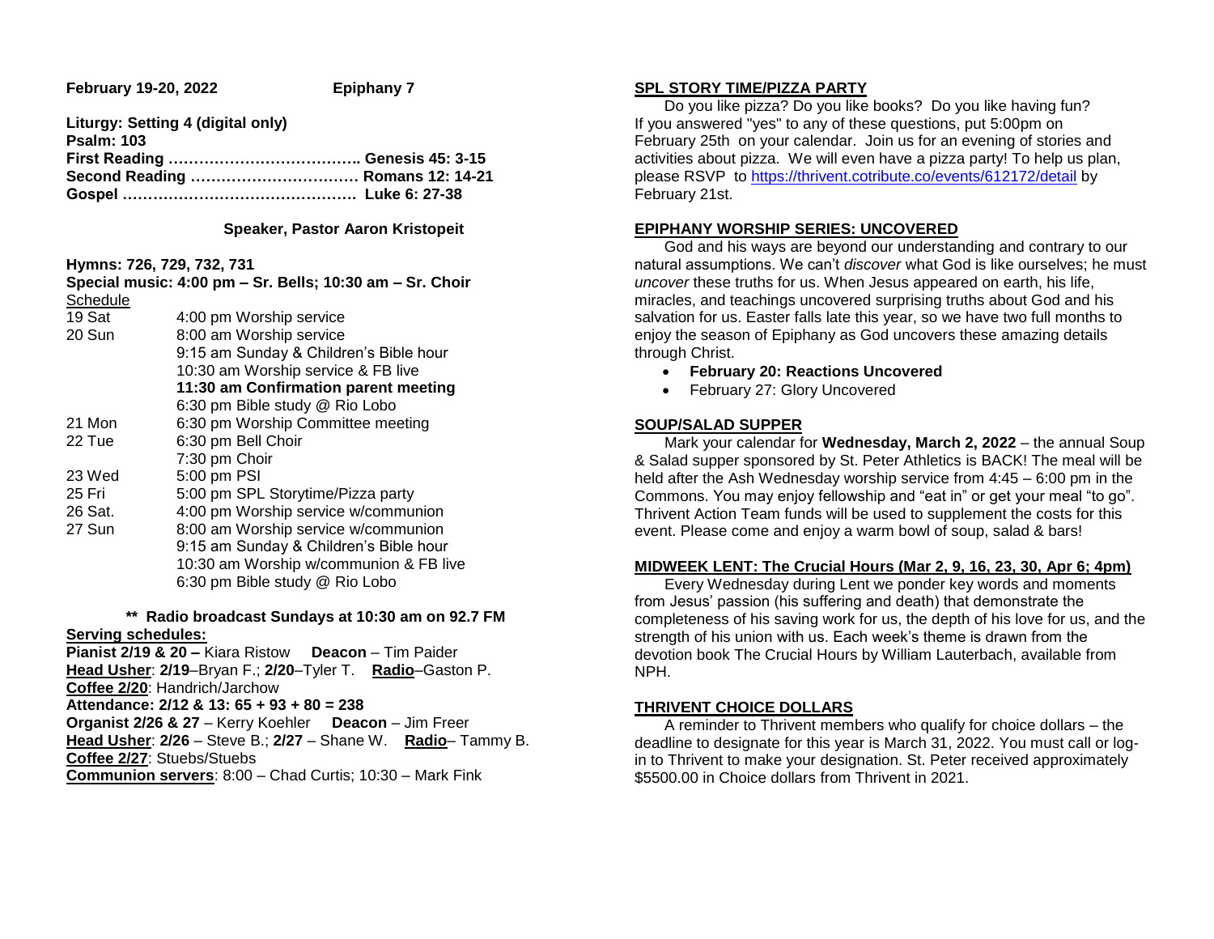**February 19-20, 2022** **Epiphany 7**

**Liturgy: Setting 4 (digital only)**
**Psalm: 103**
**First Reading ……………………………….. Genesis 45: 3-15**
**Second Reading …………………………… Romans 12: 14-21**
**Gospel ………………………………………. Luke 6: 27-38**

**Speaker, Pastor Aaron Kristopeit**

**Hymns: 726, 729, 732, 731**
**Special music: 4:00 pm – Sr. Bells; 10:30 am – Sr. Choir**

Schedule

| | |
|---|---|
| 19 Sat | 4:00 pm Worship service |
| 20 Sun | 8:00 am Worship service |
| | 9:15 am Sunday & Children's Bible hour |
| | 10:30 am Worship service & FB live |
| | **11:30 am Confirmation parent meeting** |
| | 6:30 pm Bible study @ Rio Lobo |
| 21 Mon | 6:30 pm Worship Committee meeting |
| 22 Tue | 6:30 pm Bell Choir |
| | 7:30 pm Choir |
| 23 Wed | 5:00 pm PSI |
| 25 Fri | 5:00 pm SPL Storytime/Pizza party |
| 26 Sat. | 4:00 pm Worship service w/communion |
| 27 Sun | 8:00 am Worship service w/communion |
| | 9:15 am Sunday & Children's Bible hour |
| | 10:30 am Worship w/communion & FB live |
| | 6:30 pm Bible study @ Rio Lobo |

**\*\* Radio broadcast Sundays at 10:30 am on 92.7 FM**

**Serving schedules:**
**Pianist 2/19 & 20 –** Kiara Ristow **Deacon** – Tim Paider
**Head Usher**: **2/19**–Bryan F.; **2/20**–Tyler T. **Radio**–Gaston P.
**Coffee 2/20**: Handrich/Jarchow
**Attendance: 2/12 & 13: 65 + 93 + 80 = 238**
**Organist 2/26 & 27** – Kerry Koehler **Deacon** – Jim Freer
**Head Usher**: **2/26** – Steve B.; **2/27** – Shane W. **Radio**– Tammy B.
**Coffee 2/27**: Stuebs/Stuebs
**Communion servers**: 8:00 – Chad Curtis; 10:30 – Mark Fink

## SPL STORY TIME/PIZZA PARTY

Do you like pizza? Do you like books? Do you like having fun? If you answered "yes" to any of these questions, put 5:00pm on February 25th on your calendar. Join us for an evening of stories and activities about pizza. We will even have a pizza party! To help us plan, please RSVP to https://thrivent.cotribute.co/events/612172/detail by February 21st.

## EPIPHANY WORSHIP SERIES: UNCOVERED

God and his ways are beyond our understanding and contrary to our natural assumptions. We can't *discover* what God is like ourselves; he must *uncover* these truths for us. When Jesus appeared on earth, his life, miracles, and teachings uncovered surprising truths about God and his salvation for us. Easter falls late this year, so we have two full months to enjoy the season of Epiphany as God uncovers these amazing details through Christ.

- **February 20: Reactions Uncovered**
- February 27: Glory Uncovered

## SOUP/SALAD SUPPER

Mark your calendar for **Wednesday, March 2, 2022** – the annual Soup & Salad supper sponsored by St. Peter Athletics is BACK! The meal will be held after the Ash Wednesday worship service from 4:45 – 6:00 pm in the Commons. You may enjoy fellowship and "eat in" or get your meal "to go". Thrivent Action Team funds will be used to supplement the costs for this event. Please come and enjoy a warm bowl of soup, salad & bars!

## MIDWEEK LENT: The Crucial Hours (Mar 2, 9, 16, 23, 30, Apr 6; 4pm)

Every Wednesday during Lent we ponder key words and moments from Jesus' passion (his suffering and death) that demonstrate the completeness of his saving work for us, the depth of his love for us, and the strength of his union with us. Each week's theme is drawn from the devotion book The Crucial Hours by William Lauterbach, available from NPH.

## THRIVENT CHOICE DOLLARS

A reminder to Thrivent members who qualify for choice dollars – the deadline to designate for this year is March 31, 2022. You must call or log-in to Thrivent to make your designation. St. Peter received approximately $5500.00 in Choice dollars from Thrivent in 2021.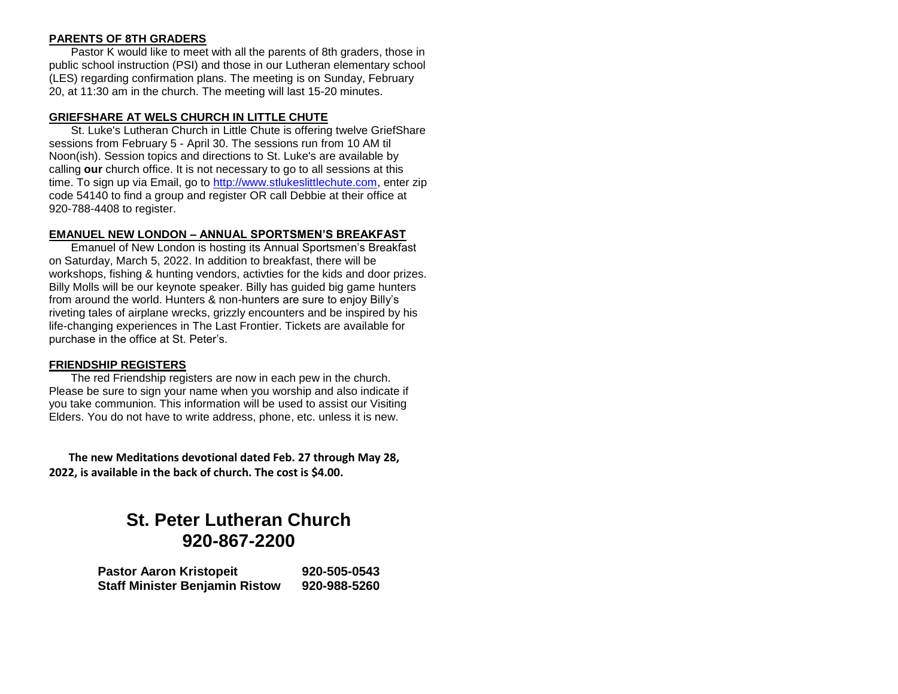## PARENTS OF 8TH GRADERS

Pastor K would like to meet with all the parents of 8th graders, those in public school instruction (PSI) and those in our Lutheran elementary school (LES) regarding confirmation plans. The meeting is on Sunday, February 20, at 11:30 am in the church. The meeting will last 15-20 minutes.

## GRIEFSHARE AT WELS CHURCH IN LITTLE CHUTE

St. Luke's Lutheran Church in Little Chute is offering twelve GriefShare sessions from February 5 - April 30. The sessions run from 10 AM til Noon(ish). Session topics and directions to St. Luke's are available by calling **our** church office. It is not necessary to go to all sessions at this time. To sign up via Email, go to http://www.stlukeslittlechute.com, enter zip code 54140 to find a group and register OR call Debbie at their office at 920-788-4408 to register.

## EMANUEL NEW LONDON – ANNUAL SPORTSMEN'S BREAKFAST

Emanuel of New London is hosting its Annual Sportsmen's Breakfast on Saturday, March 5, 2022. In addition to breakfast, there will be workshops, fishing & hunting vendors, activties for the kids and door prizes. Billy Molls will be our keynote speaker. Billy has guided big game hunters from around the world. Hunters & non-hunters are sure to enjoy Billy's riveting tales of airplane wrecks, grizzly encounters and be inspired by his life-changing experiences in The Last Frontier. Tickets are available for purchase in the office at St. Peter's.

## FRIENDSHIP REGISTERS

The red Friendship registers are now in each pew in the church. Please be sure to sign your name when you worship and also indicate if you take communion. This information will be used to assist our Visiting Elders. You do not have to write address, phone, etc. unless it is new.

**The new Meditations devotional dated Feb. 27 through May 28, 2022, is available in the back of church. The cost is $4.00.**

# St. Peter Lutheran Church
# 920-867-2200

**Pastor Aaron Kristopeit** 920-505-0543
**Staff Minister Benjamin Ristow** 920-988-5260